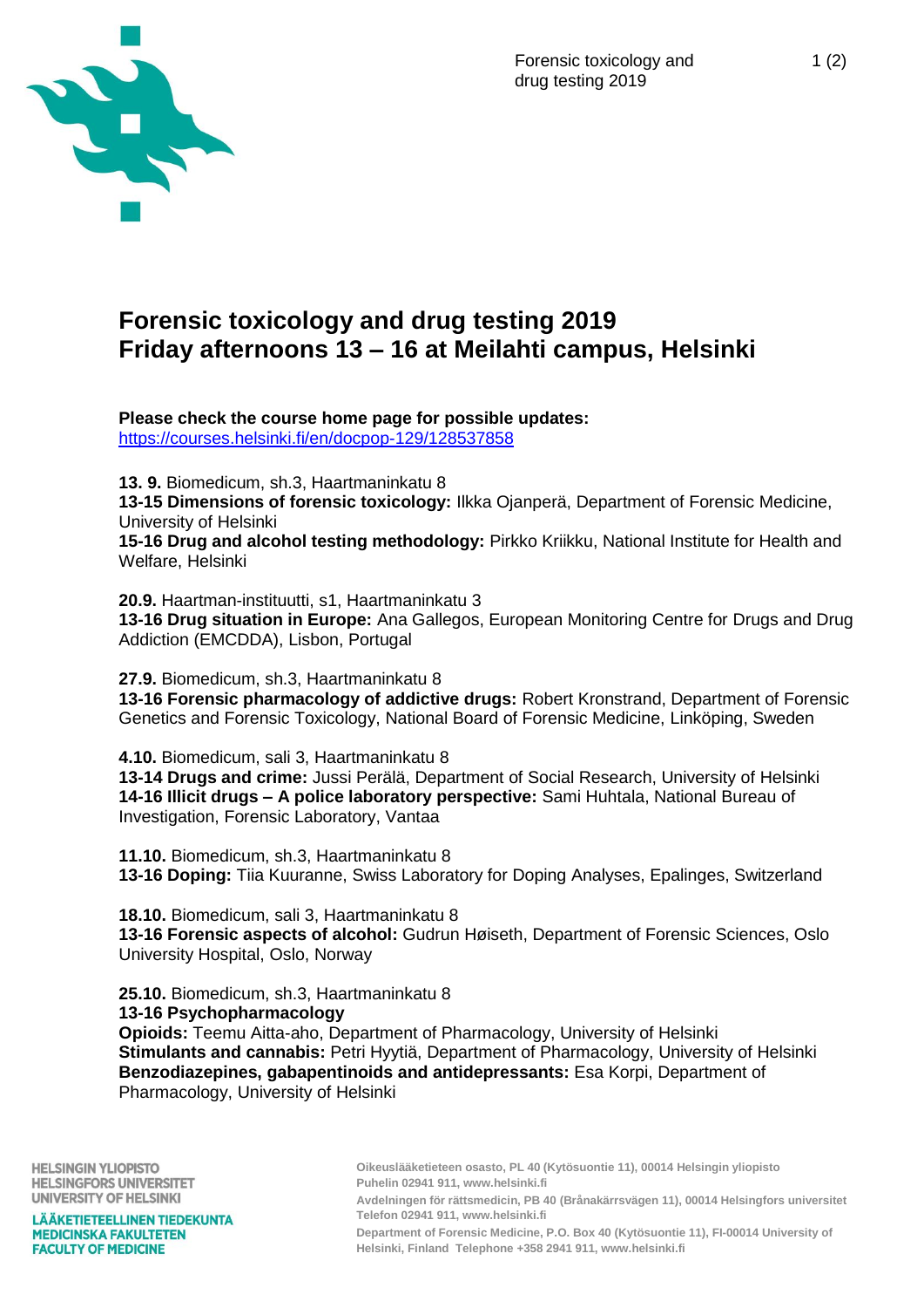# Forensic toxicology and drug testing 2019
# Friday afternoons 13 – 16 at Meilahti campus, Helsinki

**Please check the course home page for possible updates:**
https://courses.helsinki.fi/en/docpop-129/128537858

**13. 9.** Biomedicum, sh.3, Haartmaninkatu 8
**13-15 Dimensions of forensic toxicology:** Ilkka Ojanperä, Department of Forensic Medicine, University of Helsinki
**15-16 Drug and alcohol testing methodology:** Pirkko Kriikku, National Institute for Health and Welfare, Helsinki

**20.9.** Haartman-instituutti, s1, Haartmaninkatu 3
**13-16 Drug situation in Europe:** Ana Gallegos, European Monitoring Centre for Drugs and Drug Addiction (EMCDDA), Lisbon, Portugal

**27.9.** Biomedicum, sh.3, Haartmaninkatu 8
**13-16 Forensic pharmacology of addictive drugs:** Robert Kronstrand, Department of Forensic Genetics and Forensic Toxicology, National Board of Forensic Medicine, Linköping, Sweden

**4.10.** Biomedicum, sali 3, Haartmaninkatu 8
**13-14 Drugs and crime:** Jussi Perälä, Department of Social Research, University of Helsinki
**14-16 Illicit drugs – A police laboratory perspective:** Sami Huhtala, National Bureau of Investigation, Forensic Laboratory, Vantaa

**11.10.** Biomedicum, sh.3, Haartmaninkatu 8
**13-16 Doping:** Tiia Kuuranne, Swiss Laboratory for Doping Analyses, Epalinges, Switzerland

**18.10.** Biomedicum, sali 3, Haartmaninkatu 8
**13-16 Forensic aspects of alcohol:** Gudrun Høiseth, Department of Forensic Sciences, Oslo University Hospital, Oslo, Norway

**25.10.** Biomedicum, sh.3, Haartmaninkatu 8
**13-16 Psychopharmacology**
**Opioids:** Teemu Aitta-aho, Department of Pharmacology, University of Helsinki
**Stimulants and cannabis:** Petri Hyytiä, Department of Pharmacology, University of Helsinki
**Benzodiazepines, gabapentinoids and antidepressants:** Esa Korpi, Department of Pharmacology, University of Helsinki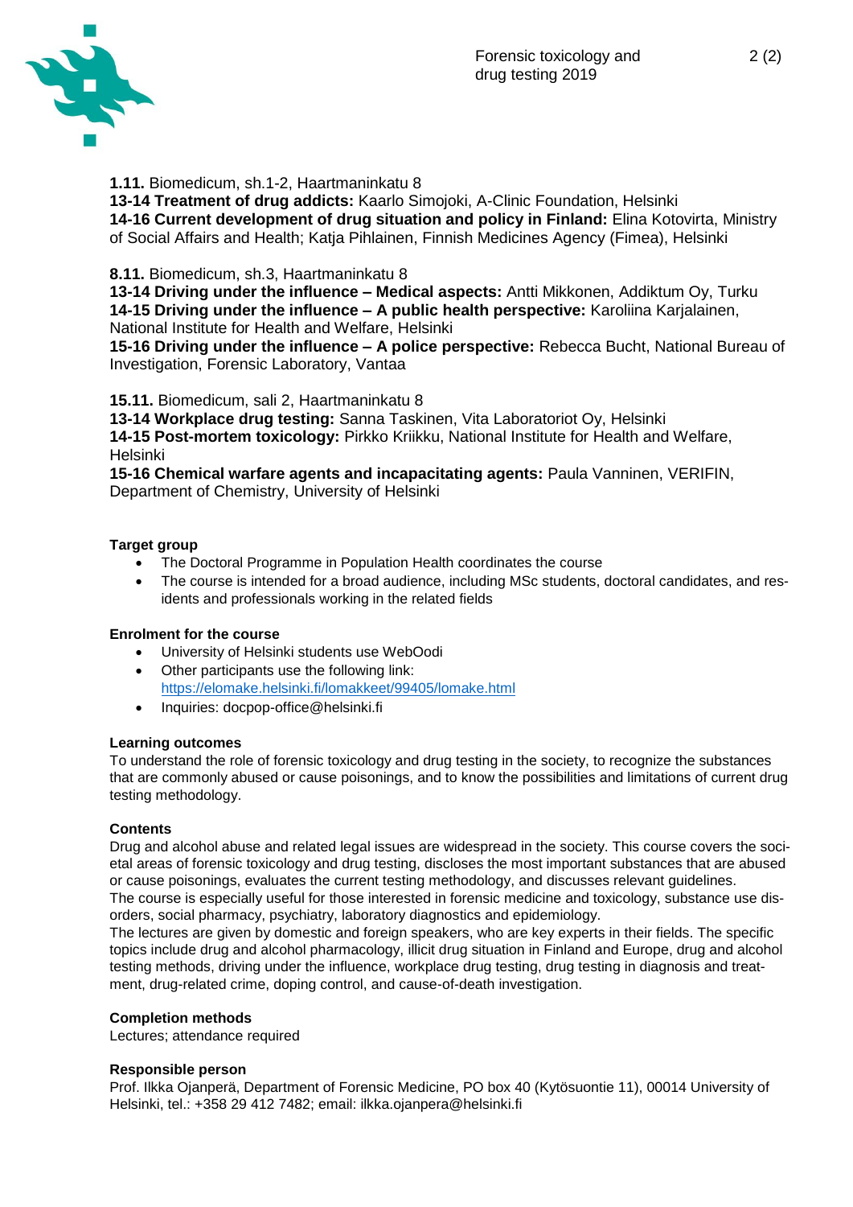**1.11.** Biomedicum, sh.1-2, Haartmaninkatu 8
**13-14 Treatment of drug addicts:** Kaarlo Simojoki, A-Clinic Foundation, Helsinki
**14-16 Current development of drug situation and policy in Finland:** Elina Kotovirta, Ministry of Social Affairs and Health; Katja Pihlainen, Finnish Medicines Agency (Fimea), Helsinki

**8.11.** Biomedicum, sh.3, Haartmaninkatu 8
**13-14 Driving under the influence – Medical aspects:** Antti Mikkonen, Addiktum Oy, Turku
**14-15 Driving under the influence – A public health perspective:** Karoliina Karjalainen, National Institute for Health and Welfare, Helsinki
**15-16 Driving under the influence – A police perspective:** Rebecca Bucht, National Bureau of Investigation, Forensic Laboratory, Vantaa

**15.11.** Biomedicum, sali 2, Haartmaninkatu 8
**13-14 Workplace drug testing:** Sanna Taskinen, Vita Laboratoriot Oy, Helsinki
**14-15 Post-mortem toxicology:** Pirkko Kriikku, National Institute for Health and Welfare, Helsinki
**15-16 Chemical warfare agents and incapacitating agents:** Paula Vanninen, VERIFIN, Department of Chemistry, University of Helsinki

**Target group**

- The Doctoral Programme in Population Health coordinates the course
- The course is intended for a broad audience, including MSc students, doctoral candidates, and residents and professionals working in the related fields

**Enrolment for the course**

- University of Helsinki students use WebOodi
- Other participants use the following link: https://elomake.helsinki.fi/lomakkeet/99405/lomake.html
- Inquiries: docpop-office@helsinki.fi

**Learning outcomes**

To understand the role of forensic toxicology and drug testing in the society, to recognize the substances that are commonly abused or cause poisonings, and to know the possibilities and limitations of current drug testing methodology.

**Contents**

Drug and alcohol abuse and related legal issues are widespread in the society. This course covers the societal areas of forensic toxicology and drug testing, discloses the most important substances that are abused or cause poisonings, evaluates the current testing methodology, and discusses relevant guidelines.
The course is especially useful for those interested in forensic medicine and toxicology, substance use disorders, social pharmacy, psychiatry, laboratory diagnostics and epidemiology.
The lectures are given by domestic and foreign speakers, who are key experts in their fields. The specific topics include drug and alcohol pharmacology, illicit drug situation in Finland and Europe, drug and alcohol testing methods, driving under the influence, workplace drug testing, drug testing in diagnosis and treatment, drug-related crime, doping control, and cause-of-death investigation.

**Completion methods**

Lectures; attendance required

**Responsible person**

Prof. Ilkka Ojanperä, Department of Forensic Medicine, PO box 40 (Kytösuontie 11), 00014 University of Helsinki, tel.: +358 29 412 7482; email: ilkka.ojanpera@helsinki.fi